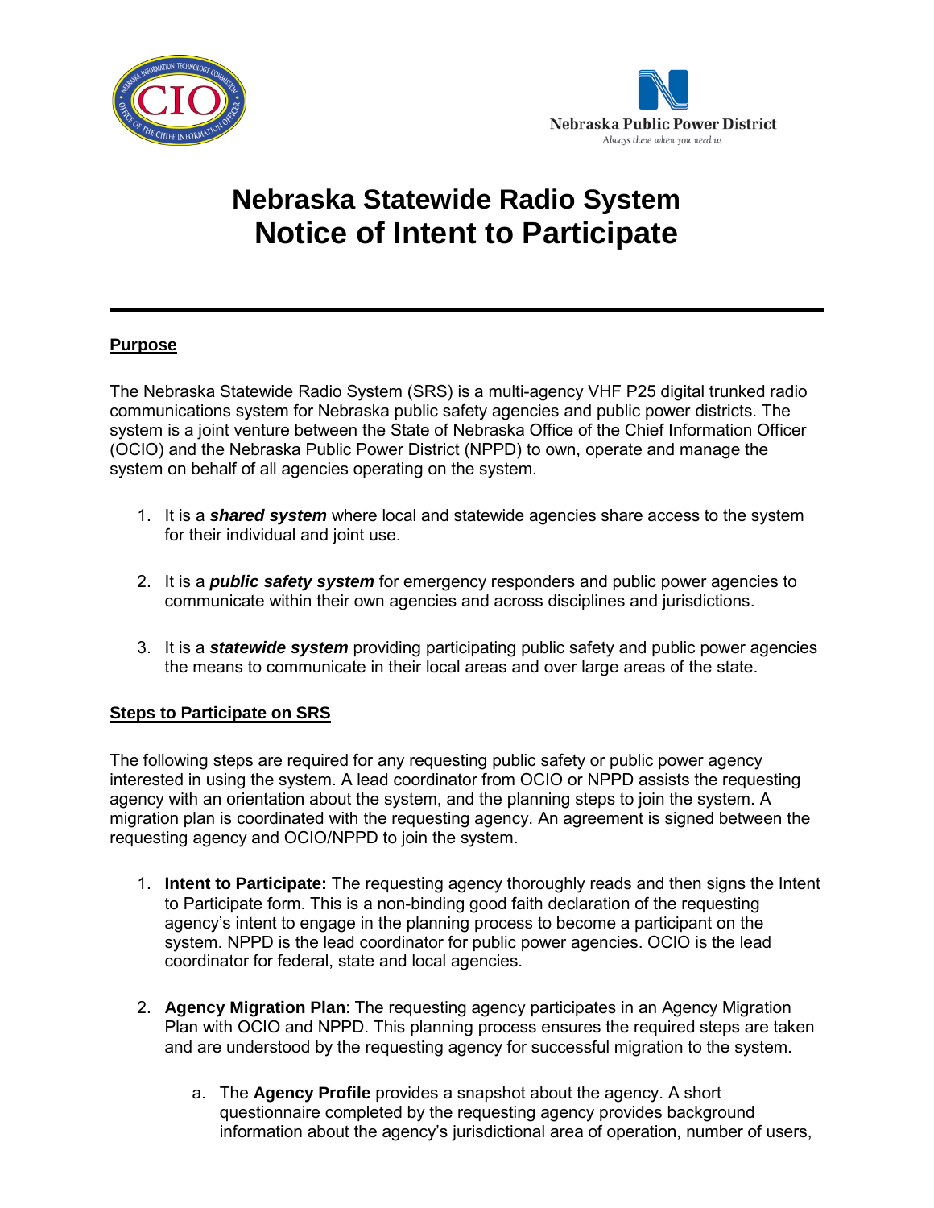# Nebraska Statewide Radio System Notice of Intent to Participate

---

## Purpose

The Nebraska Statewide Radio System (SRS) is a multi-agency VHF P25 digital trunked radio communications system for Nebraska public safety agencies and public power districts. The system is a joint venture between the State of Nebraska Office of the Chief Information Officer (OCIO) and the Nebraska Public Power District (NPPD) to own, operate and manage the system on behalf of all agencies operating on the system.

1. It is a ***shared system*** where local and statewide agencies share access to the system for their individual and joint use.

2. It is a ***public safety system*** for emergency responders and public power agencies to communicate within their own agencies and across disciplines and jurisdictions.

3. It is a ***statewide system*** providing participating public safety and public power agencies the means to communicate in their local areas and over large areas of the state.

## Steps to Participate on SRS

The following steps are required for any requesting public safety or public power agency interested in using the system. A lead coordinator from OCIO or NPPD assists the requesting agency with an orientation about the system, and the planning steps to join the system. A migration plan is coordinated with the requesting agency. An agreement is signed between the requesting agency and OCIO/NPPD to join the system.

1. **Intent to Participate:** The requesting agency thoroughly reads and then signs the Intent to Participate form. This is a non-binding good faith declaration of the requesting agency's intent to engage in the planning process to become a participant on the system. NPPD is the lead coordinator for public power agencies. OCIO is the lead coordinator for federal, state and local agencies.

2. **Agency Migration Plan**: The requesting agency participates in an Agency Migration Plan with OCIO and NPPD. This planning process ensures the required steps are taken and are understood by the requesting agency for successful migration to the system.

   a. The **Agency Profile** provides a snapshot about the agency. A short questionnaire completed by the requesting agency provides background information about the agency's jurisdictional area of operation, number of users,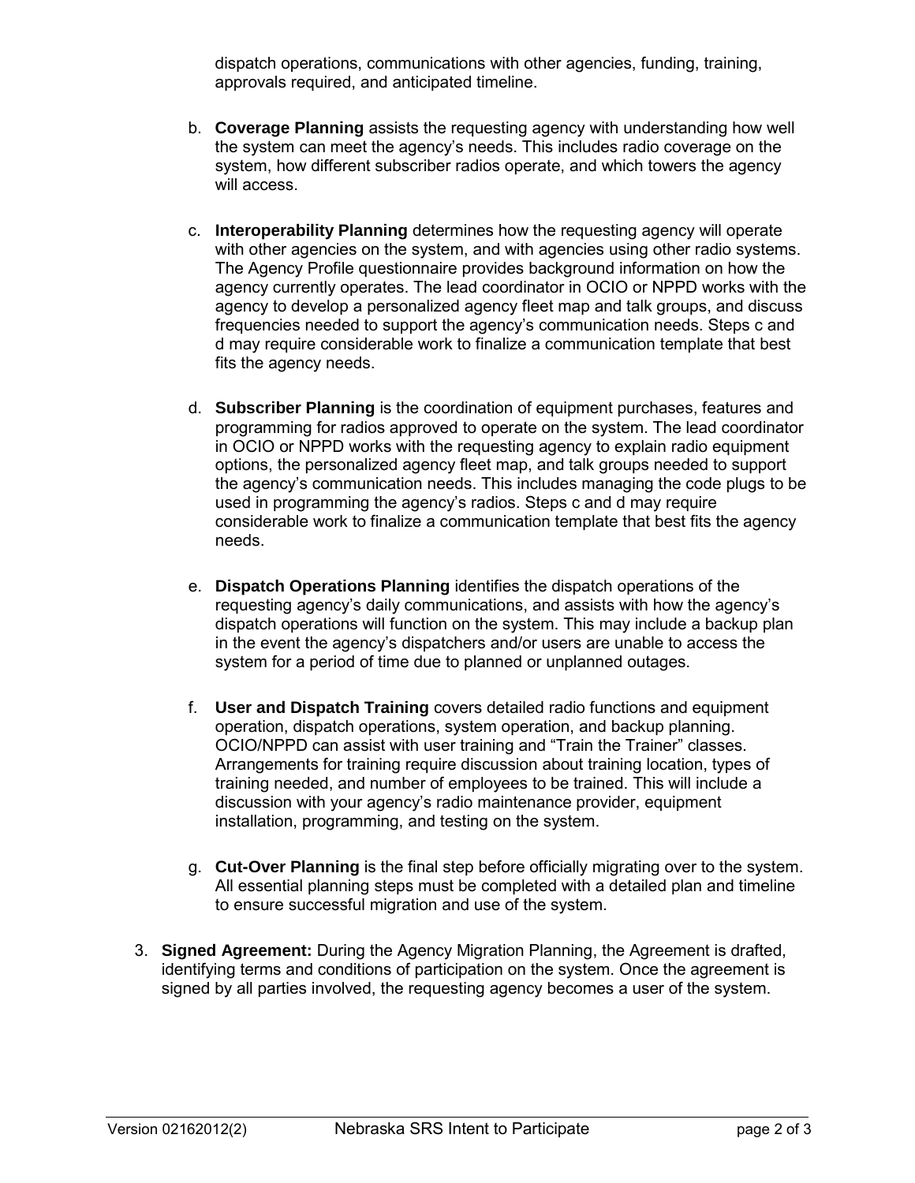dispatch operations, communications with other agencies, funding, training, approvals required, and anticipated timeline.

b. **Coverage Planning** assists the requesting agency with understanding how well the system can meet the agency's needs. This includes radio coverage on the system, how different subscriber radios operate, and which towers the agency will access.

c. **Interoperability Planning** determines how the requesting agency will operate with other agencies on the system, and with agencies using other radio systems. The Agency Profile questionnaire provides background information on how the agency currently operates. The lead coordinator in OCIO or NPPD works with the agency to develop a personalized agency fleet map and talk groups, and discuss frequencies needed to support the agency's communication needs. Steps c and d may require considerable work to finalize a communication template that best fits the agency needs.

d. **Subscriber Planning** is the coordination of equipment purchases, features and programming for radios approved to operate on the system. The lead coordinator in OCIO or NPPD works with the requesting agency to explain radio equipment options, the personalized agency fleet map, and talk groups needed to support the agency's communication needs. This includes managing the code plugs to be used in programming the agency's radios. Steps c and d may require considerable work to finalize a communication template that best fits the agency needs.

e. **Dispatch Operations Planning** identifies the dispatch operations of the requesting agency's daily communications, and assists with how the agency's dispatch operations will function on the system. This may include a backup plan in the event the agency's dispatchers and/or users are unable to access the system for a period of time due to planned or unplanned outages.

f. **User and Dispatch Training** covers detailed radio functions and equipment operation, dispatch operations, system operation, and backup planning. OCIO/NPPD can assist with user training and "Train the Trainer" classes. Arrangements for training require discussion about training location, types of training needed, and number of employees to be trained. This will include a discussion with your agency's radio maintenance provider, equipment installation, programming, and testing on the system.

g. **Cut-Over Planning** is the final step before officially migrating over to the system. All essential planning steps must be completed with a detailed plan and timeline to ensure successful migration and use of the system.

3. **Signed Agreement:** During the Agency Migration Planning, the Agreement is drafted, identifying terms and conditions of participation on the system. Once the agreement is signed by all parties involved, the requesting agency becomes a user of the system.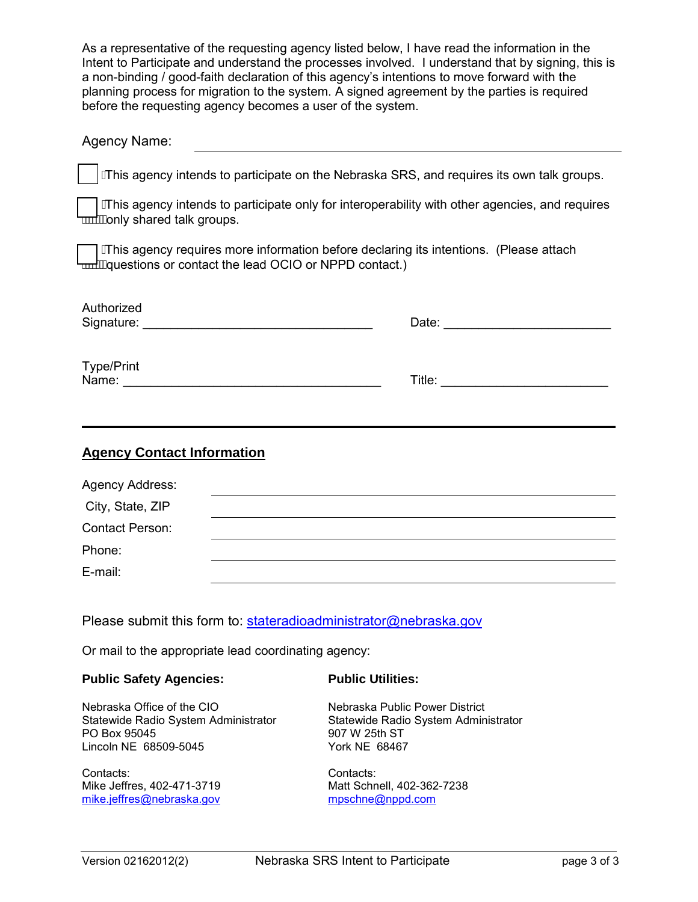As a representative of the requesting agency listed below, I have read the information in the Intent to Participate and understand the processes involved. I understand that by signing, this is a non-binding / good-faith declaration of this agency's intentions to move forward with the planning process for migration to the system. A signed agreement by the parties is required before the requesting agency becomes a user of the system.

Agency Name: ______________________________________________

- [ ] This agency intends to participate on the Nebraska SRS, and requires its own talk groups.
- [ ] This agency intends to participate only for interoperability with other agencies, and requires only shared talk groups.
- [ ] This agency requires more information before declaring its intentions. (Please attach questions or contact the lead OCIO or NPPD contact.)

Authorized Signature: ________________________________ Date: ________________________

Type/Print Name: ____________________________________ Title: ________________________

---

## Agency Contact Information

Agency Address: ______________________________________________

City, State, ZIP ______________________________________________

Contact Person: ______________________________________________

Phone: ______________________________________________

E-mail: ______________________________________________

Please submit this form to: stateradioadministrator@nebraska.gov

Or mail to the appropriate lead coordinating agency:

**Public Safety Agencies:**

Nebraska Office of the CIO
Statewide Radio System Administrator
PO Box 95045
Lincoln NE 68509-5045

Contacts:
Mike Jeffres, 402-471-3719
mike.jeffres@nebraska.gov

**Public Utilities:**

Nebraska Public Power District
Statewide Radio System Administrator
907 W 25th ST
York NE 68467

Contacts:
Matt Schnell, 402-362-7238
mpschne@nppd.com

Version 02162012(2) Nebraska SRS Intent to Participate